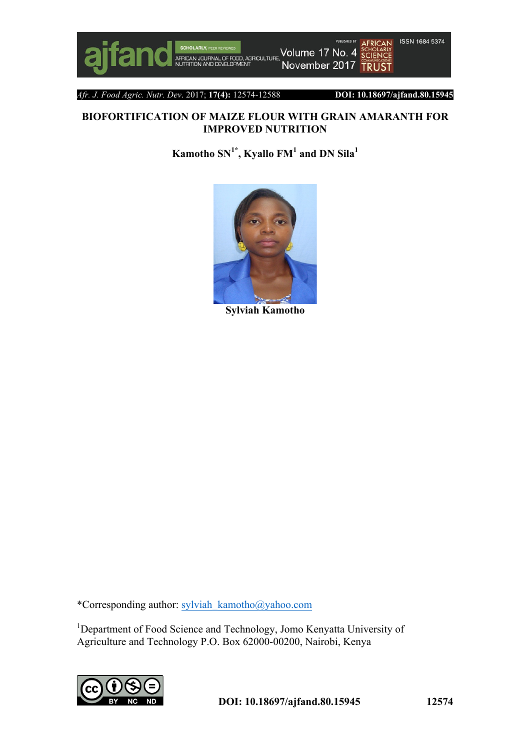# BIOFORTIFICATION OF MAIZE FLOUR WITH GRAIN AMARANTH FOR IMPROVED NUTRITION

**Kamotho SN[1*], Kyallo FM[1] and DN Sila[1]**

**Sylviah Kamotho**

*Corresponding author: sylviah_kamotho@yahoo.com

[1]Department of Food Science and Technology, Jomo Kenyatta University of Agriculture and Technology P.O. Box 62000-00200, Nairobi, Kenya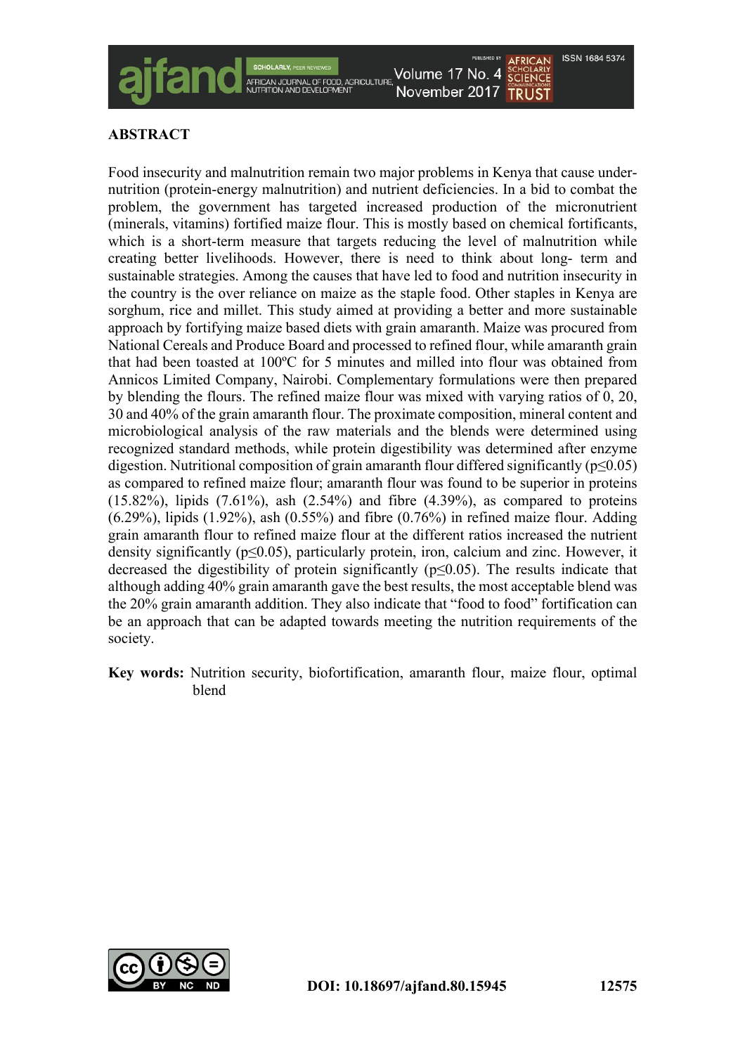## ABSTRACT

Food insecurity and malnutrition remain two major problems in Kenya that cause under-nutrition (protein-energy malnutrition) and nutrient deficiencies. In a bid to combat the problem, the government has targeted increased production of the micronutrient (minerals, vitamins) fortified maize flour. This is mostly based on chemical fortificants, which is a short-term measure that targets reducing the level of malnutrition while creating better livelihoods. However, there is need to think about long- term and sustainable strategies. Among the causes that have led to food and nutrition insecurity in the country is the over reliance on maize as the staple food. Other staples in Kenya are sorghum, rice and millet. This study aimed at providing a better and more sustainable approach by fortifying maize based diets with grain amaranth. Maize was procured from National Cereals and Produce Board and processed to refined flour, while amaranth grain that had been toasted at 100ºC for 5 minutes and milled into flour was obtained from Annicos Limited Company, Nairobi. Complementary formulations were then prepared by blending the flours. The refined maize flour was mixed with varying ratios of 0, 20, 30 and 40% of the grain amaranth flour. The proximate composition, mineral content and microbiological analysis of the raw materials and the blends were determined using recognized standard methods, while protein digestibility was determined after enzyme digestion. Nutritional composition of grain amaranth flour differed significantly ($p \leq 0.05$) as compared to refined maize flour; amaranth flour was found to be superior in proteins (15.82%), lipids (7.61%), ash (2.54%) and fibre (4.39%), as compared to proteins (6.29%), lipids (1.92%), ash (0.55%) and fibre (0.76%) in refined maize flour. Adding grain amaranth flour to refined maize flour at the different ratios increased the nutrient density significantly ($p \leq 0.05$), particularly protein, iron, calcium and zinc. However, it decreased the digestibility of protein significantly ($p \leq 0.05$). The results indicate that although adding 40% grain amaranth gave the best results, the most acceptable blend was the 20% grain amaranth addition. They also indicate that "food to food" fortification can be an approach that can be adapted towards meeting the nutrition requirements of the society.

**Key words:** Nutrition security, biofortification, amaranth flour, maize flour, optimal blend

DOI: 10.18697/ajfand.80.15945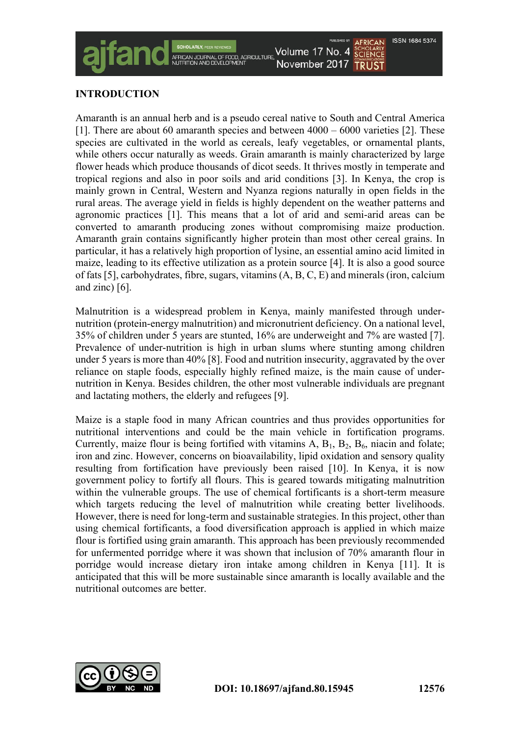## INTRODUCTION

Amaranth is an annual herb and is a pseudo cereal native to South and Central America [1]. There are about 60 amaranth species and between 4000 – 6000 varieties [2]. These species are cultivated in the world as cereals, leafy vegetables, or ornamental plants, while others occur naturally as weeds. Grain amaranth is mainly characterized by large flower heads which produce thousands of dicot seeds. It thrives mostly in temperate and tropical regions and also in poor soils and arid conditions [3]. In Kenya, the crop is mainly grown in Central, Western and Nyanza regions naturally in open fields in the rural areas. The average yield in fields is highly dependent on the weather patterns and agronomic practices [1]. This means that a lot of arid and semi-arid areas can be converted to amaranth producing zones without compromising maize production. Amaranth grain contains significantly higher protein than most other cereal grains. In particular, it has a relatively high proportion of lysine, an essential amino acid limited in maize, leading to its effective utilization as a protein source [4]. It is also a good source of fats [5], carbohydrates, fibre, sugars, vitamins (A, B, C, E) and minerals (iron, calcium and zinc) [6].

Malnutrition is a widespread problem in Kenya, mainly manifested through under-nutrition (protein-energy malnutrition) and micronutrient deficiency. On a national level, 35% of children under 5 years are stunted, 16% are underweight and 7% are wasted [7]. Prevalence of under-nutrition is high in urban slums where stunting among children under 5 years is more than 40% [8]. Food and nutrition insecurity, aggravated by the over reliance on staple foods, especially highly refined maize, is the main cause of under-nutrition in Kenya. Besides children, the other most vulnerable individuals are pregnant and lactating mothers, the elderly and refugees [9].

Maize is a staple food in many African countries and thus provides opportunities for nutritional interventions and could be the main vehicle in fortification programs. Currently, maize flour is being fortified with vitamins A, $B_1$, $B_2$, $B_6$, niacin and folate; iron and zinc. However, concerns on bioavailability, lipid oxidation and sensory quality resulting from fortification have previously been raised [10]. In Kenya, it is now government policy to fortify all flours. This is geared towards mitigating malnutrition within the vulnerable groups. The use of chemical fortificants is a short-term measure which targets reducing the level of malnutrition while creating better livelihoods. However, there is need for long-term and sustainable strategies. In this project, other than using chemical fortificants, a food diversification approach is applied in which maize flour is fortified using grain amaranth. This approach has been previously recommended for unfermented porridge where it was shown that inclusion of 70% amaranth flour in porridge would increase dietary iron intake among children in Kenya [11]. It is anticipated that this will be more sustainable since amaranth is locally available and the nutritional outcomes are better.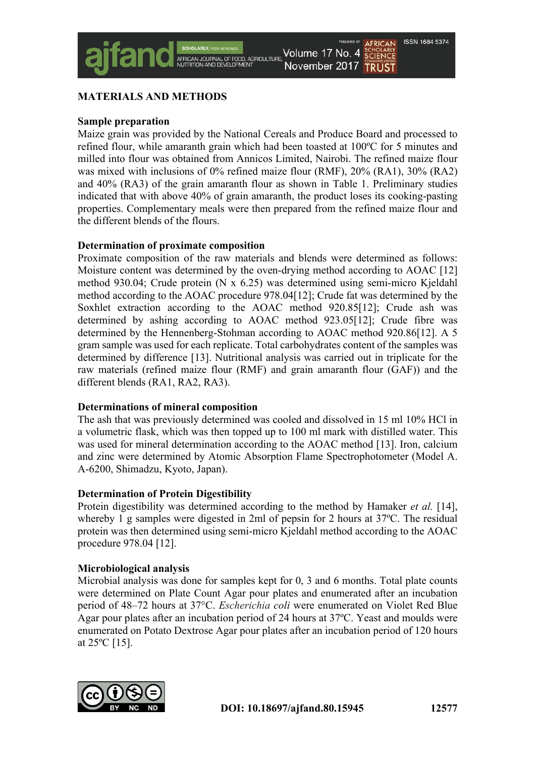## MATERIALS AND METHODS

### Sample preparation

Maize grain was provided by the National Cereals and Produce Board and processed to refined flour, while amaranth grain which had been toasted at 100ºC for 5 minutes and milled into flour was obtained from Annicos Limited, Nairobi. The refined maize flour was mixed with inclusions of 0% refined maize flour (RMF), 20% (RA1), 30% (RA2) and 40% (RA3) of the grain amaranth flour as shown in Table 1. Preliminary studies indicated that with above 40% of grain amaranth, the product loses its cooking-pasting properties. Complementary meals were then prepared from the refined maize flour and the different blends of the flours.

### Determination of proximate composition

Proximate composition of the raw materials and blends were determined as follows: Moisture content was determined by the oven-drying method according to AOAC [12] method 930.04; Crude protein (N x 6.25) was determined using semi-micro Kjeldahl method according to the AOAC procedure 978.04[12]; Crude fat was determined by the Soxhlet extraction according to the AOAC method 920.85[12]; Crude ash was determined by ashing according to AOAC method 923.05[12]; Crude fibre was determined by the Hennenberg-Stohman according to AOAC method 920.86[12]. A 5 gram sample was used for each replicate. Total carbohydrates content of the samples was determined by difference [13]. Nutritional analysis was carried out in triplicate for the raw materials (refined maize flour (RMF) and grain amaranth flour (GAF)) and the different blends (RA1, RA2, RA3).

### Determinations of mineral composition

The ash that was previously determined was cooled and dissolved in 15 ml 10% HCl in a volumetric flask, which was then topped up to 100 ml mark with distilled water. This was used for mineral determination according to the AOAC method [13]. Iron, calcium and zinc were determined by Atomic Absorption Flame Spectrophotometer (Model A. A-6200, Shimadzu, Kyoto, Japan).

### Determination of Protein Digestibility

Protein digestibility was determined according to the method by Hamaker *et al.* [14], whereby 1 g samples were digested in 2ml of pepsin for 2 hours at 37ºC. The residual protein was then determined using semi-micro Kjeldahl method according to the AOAC procedure 978.04 [12].

### Microbiological analysis

Microbial analysis was done for samples kept for 0, 3 and 6 months. Total plate counts were determined on Plate Count Agar pour plates and enumerated after an incubation period of 48–72 hours at 37°C. *Escherichia coli* were enumerated on Violet Red Blue Agar pour plates after an incubation period of 24 hours at 37ºC. Yeast and moulds were enumerated on Potato Dextrose Agar pour plates after an incubation period of 120 hours at 25ºC [15].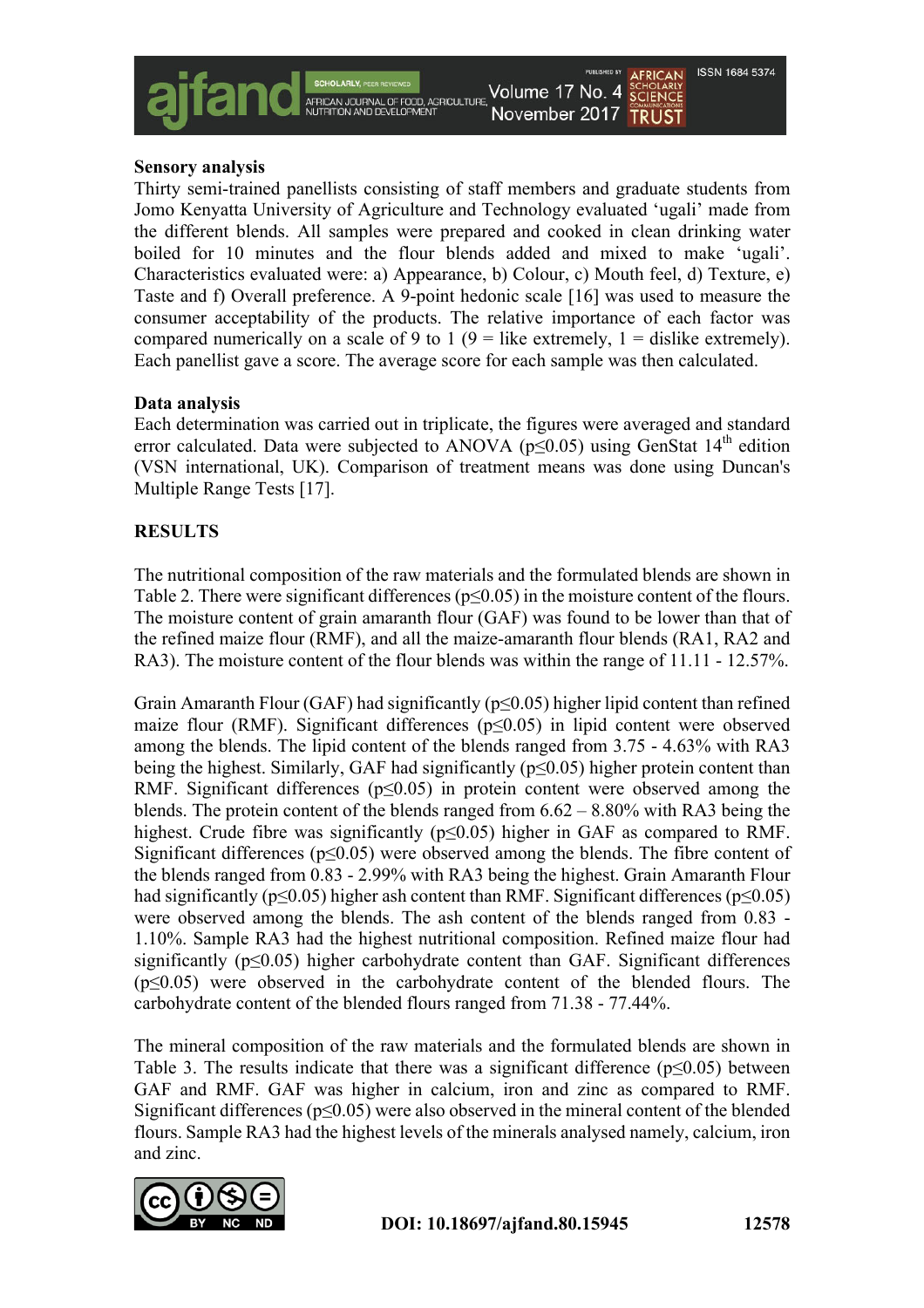### Sensory analysis

Thirty semi-trained panellists consisting of staff members and graduate students from Jomo Kenyatta University of Agriculture and Technology evaluated 'ugali' made from the different blends. All samples were prepared and cooked in clean drinking water boiled for 10 minutes and the flour blends added and mixed to make 'ugali'. Characteristics evaluated were: a) Appearance, b) Colour, c) Mouth feel, d) Texture, e) Taste and f) Overall preference. A 9-point hedonic scale [16] was used to measure the consumer acceptability of the products. The relative importance of each factor was compared numerically on a scale of 9 to 1 (9 = like extremely, 1 = dislike extremely). Each panellist gave a score. The average score for each sample was then calculated.

### Data analysis

Each determination was carried out in triplicate, the figures were averaged and standard error calculated. Data were subjected to ANOVA ($p \leq 0.05$) using GenStat 14[th] edition (VSN international, UK). Comparison of treatment means was done using Duncan's Multiple Range Tests [17].

## RESULTS

The nutritional composition of the raw materials and the formulated blends are shown in Table 2. There were significant differences ($p \leq 0.05$) in the moisture content of the flours. The moisture content of grain amaranth flour (GAF) was found to be lower than that of the refined maize flour (RMF), and all the maize-amaranth flour blends (RA1, RA2 and RA3). The moisture content of the flour blends was within the range of 11.11 - 12.57%.

Grain Amaranth Flour (GAF) had significantly ($p \leq 0.05$) higher lipid content than refined maize flour (RMF). Significant differences ($p \leq 0.05$) in lipid content were observed among the blends. The lipid content of the blends ranged from 3.75 - 4.63% with RA3 being the highest. Similarly, GAF had significantly ($p \leq 0.05$) higher protein content than RMF. Significant differences ($p \leq 0.05$) in protein content were observed among the blends. The protein content of the blends ranged from 6.62 – 8.80% with RA3 being the highest. Crude fibre was significantly ($p \leq 0.05$) higher in GAF as compared to RMF. Significant differences ($p \leq 0.05$) were observed among the blends. The fibre content of the blends ranged from 0.83 - 2.99% with RA3 being the highest. Grain Amaranth Flour had significantly ($p \leq 0.05$) higher ash content than RMF. Significant differences ($p \leq 0.05$) were observed among the blends. The ash content of the blends ranged from 0.83 - 1.10%. Sample RA3 had the highest nutritional composition. Refined maize flour had significantly ($p \leq 0.05$) higher carbohydrate content than GAF. Significant differences ($p \leq 0.05$) were observed in the carbohydrate content of the blended flours. The carbohydrate content of the blended flours ranged from 71.38 - 77.44%.

The mineral composition of the raw materials and the formulated blends are shown in Table 3. The results indicate that there was a significant difference ($p \leq 0.05$) between GAF and RMF. GAF was higher in calcium, iron and zinc as compared to RMF. Significant differences ($p \leq 0.05$) were also observed in the mineral content of the blended flours. Sample RA3 had the highest levels of the minerals analysed namely, calcium, iron and zinc.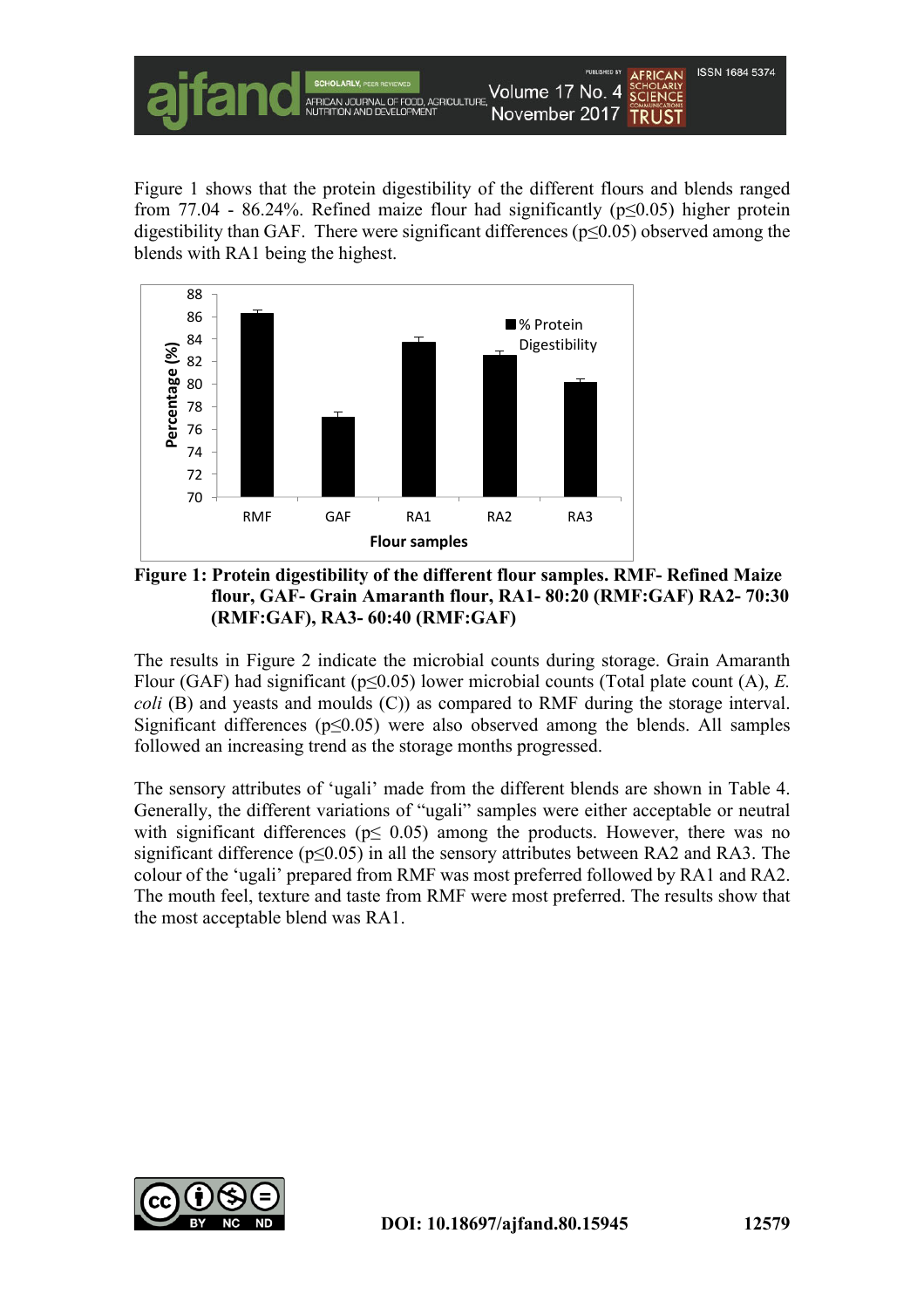Figure 1 shows that the protein digestibility of the different flours and blends ranged from 77.04 - 86.24%. Refined maize flour had significantly ($p \leq 0.05$) higher protein digestibility than GAF. There were significant differences ($p \leq 0.05$) observed among the blends with RA1 being the highest.

**Figure 1: Protein digestibility of the different flour samples. RMF- Refined Maize flour, GAF- Grain Amaranth flour, RA1- 80:20 (RMF:GAF) RA2- 70:30 (RMF:GAF), RA3- 60:40 (RMF:GAF)**

The results in Figure 2 indicate the microbial counts during storage. Grain Amaranth Flour (GAF) had significant ($p \leq 0.05$) lower microbial counts (Total plate count (A), *E. coli* (B) and yeasts and moulds (C)) as compared to RMF during the storage interval. Significant differences ($p \leq 0.05$) were also observed among the blends. All samples followed an increasing trend as the storage months progressed.

The sensory attributes of 'ugali' made from the different blends are shown in Table 4. Generally, the different variations of "ugali" samples were either acceptable or neutral with significant differences ($p \leq 0.05$) among the products. However, there was no significant difference ($p \leq 0.05$) in all the sensory attributes between RA2 and RA3. The colour of the 'ugali' prepared from RMF was most preferred followed by RA1 and RA2. The mouth feel, texture and taste from RMF were most preferred. The results show that the most acceptable blend was RA1.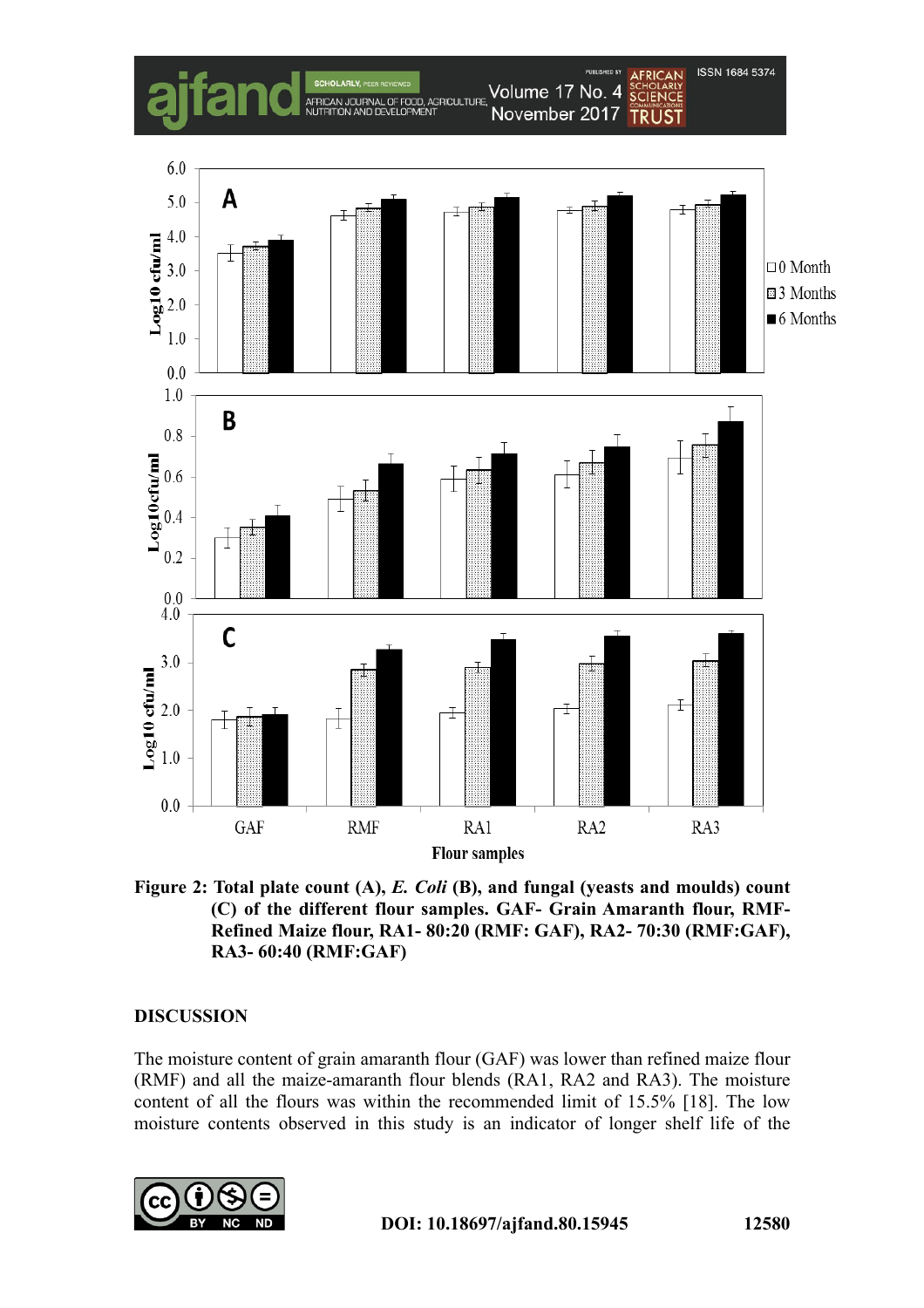**Figure 2: Total plate count (A), *E. Coli* (B), and fungal (yeasts and moulds) count (C) of the different flour samples. GAF- Grain Amaranth flour, RMF- Refined Maize flour, RA1- 80:20 (RMF: GAF), RA2- 70:30 (RMF:GAF), RA3- 60:40 (RMF:GAF)**

## DISCUSSION

The moisture content of grain amaranth flour (GAF) was lower than refined maize flour (RMF) and all the maize-amaranth flour blends (RA1, RA2 and RA3). The moisture content of all the flours was within the recommended limit of 15.5% [18]. The low moisture contents observed in this study is an indicator of longer shelf life of the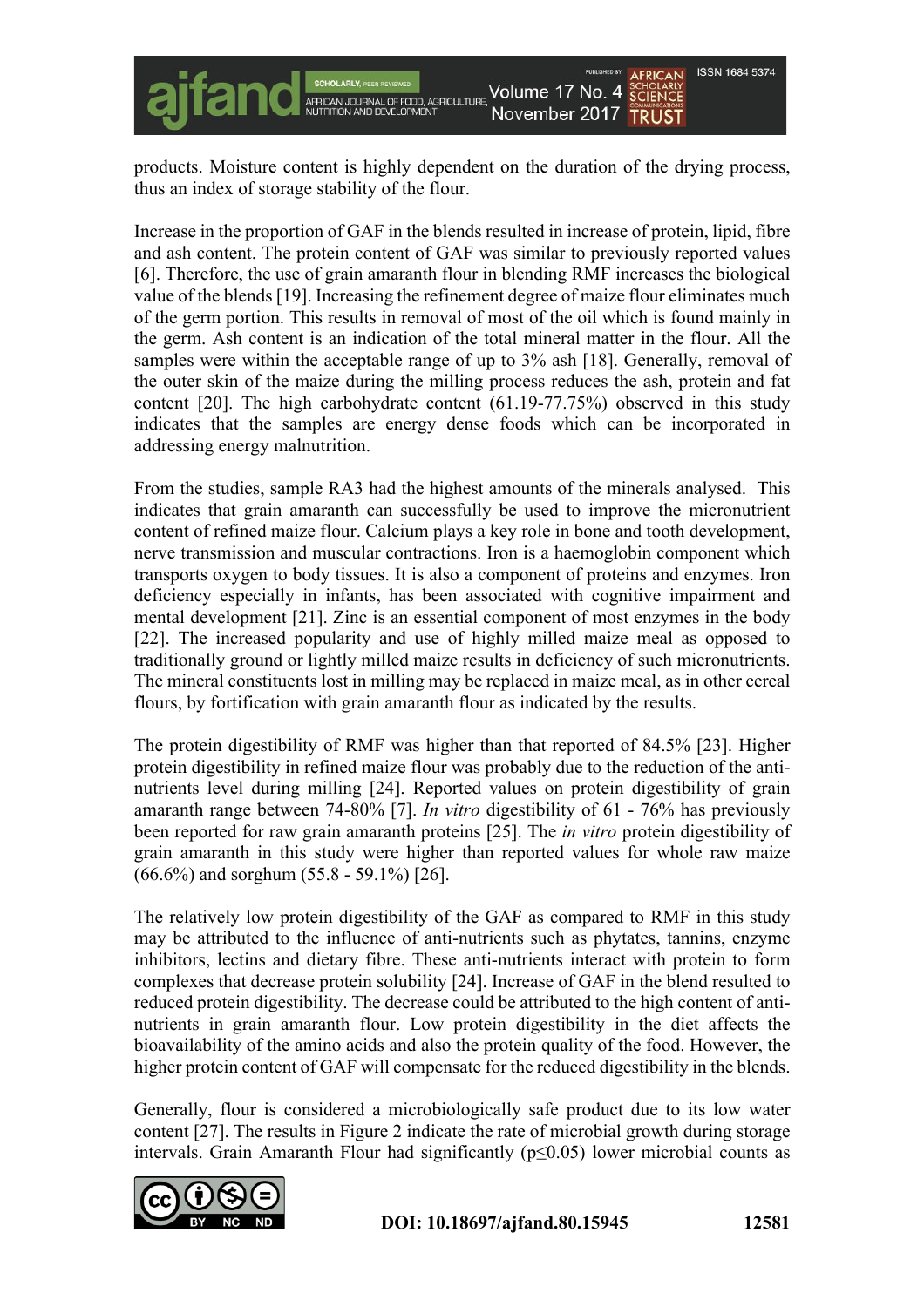products. Moisture content is highly dependent on the duration of the drying process, thus an index of storage stability of the flour.

Increase in the proportion of GAF in the blends resulted in increase of protein, lipid, fibre and ash content. The protein content of GAF was similar to previously reported values [6]. Therefore, the use of grain amaranth flour in blending RMF increases the biological value of the blends [19]. Increasing the refinement degree of maize flour eliminates much of the germ portion. This results in removal of most of the oil which is found mainly in the germ. Ash content is an indication of the total mineral matter in the flour. All the samples were within the acceptable range of up to 3% ash [18]. Generally, removal of the outer skin of the maize during the milling process reduces the ash, protein and fat content [20]. The high carbohydrate content (61.19-77.75%) observed in this study indicates that the samples are energy dense foods which can be incorporated in addressing energy malnutrition.

From the studies, sample RA3 had the highest amounts of the minerals analysed. This indicates that grain amaranth can successfully be used to improve the micronutrient content of refined maize flour. Calcium plays a key role in bone and tooth development, nerve transmission and muscular contractions. Iron is a haemoglobin component which transports oxygen to body tissues. It is also a component of proteins and enzymes. Iron deficiency especially in infants, has been associated with cognitive impairment and mental development [21]. Zinc is an essential component of most enzymes in the body [22]. The increased popularity and use of highly milled maize meal as opposed to traditionally ground or lightly milled maize results in deficiency of such micronutrients. The mineral constituents lost in milling may be replaced in maize meal, as in other cereal flours, by fortification with grain amaranth flour as indicated by the results.

The protein digestibility of RMF was higher than that reported of 84.5% [23]. Higher protein digestibility in refined maize flour was probably due to the reduction of the anti-nutrients level during milling [24]. Reported values on protein digestibility of grain amaranth range between 74-80% [7]. *In vitro* digestibility of 61 - 76% has previously been reported for raw grain amaranth proteins [25]. The *in vitro* protein digestibility of grain amaranth in this study were higher than reported values for whole raw maize (66.6%) and sorghum (55.8 - 59.1%) [26].

The relatively low protein digestibility of the GAF as compared to RMF in this study may be attributed to the influence of anti-nutrients such as phytates, tannins, enzyme inhibitors, lectins and dietary fibre. These anti-nutrients interact with protein to form complexes that decrease protein solubility [24]. Increase of GAF in the blend resulted to reduced protein digestibility. The decrease could be attributed to the high content of anti-nutrients in grain amaranth flour. Low protein digestibility in the diet affects the bioavailability of the amino acids and also the protein quality of the food. However, the higher protein content of GAF will compensate for the reduced digestibility in the blends.

Generally, flour is considered a microbiologically safe product due to its low water content [27]. The results in Figure 2 indicate the rate of microbial growth during storage intervals. Grain Amaranth Flour had significantly ($p \leq 0.05$) lower microbial counts as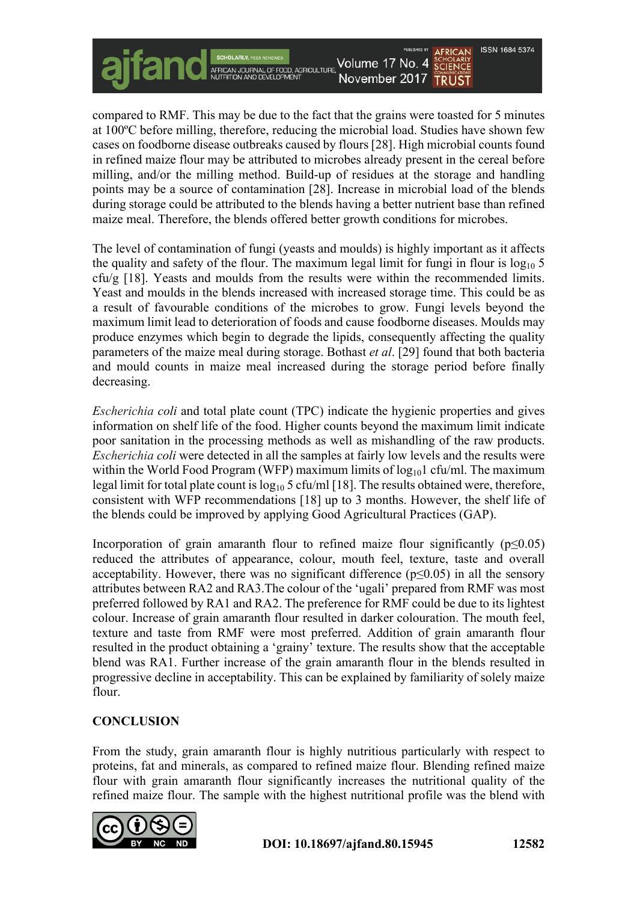compared to RMF. This may be due to the fact that the grains were toasted for 5 minutes at 100ºC before milling, therefore, reducing the microbial load. Studies have shown few cases on foodborne disease outbreaks caused by flours [28]. High microbial counts found in refined maize flour may be attributed to microbes already present in the cereal before milling, and/or the milling method. Build-up of residues at the storage and handling points may be a source of contamination [28]. Increase in microbial load of the blends during storage could be attributed to the blends having a better nutrient base than refined maize meal. Therefore, the blends offered better growth conditions for microbes.

The level of contamination of fungi (yeasts and moulds) is highly important as it affects the quality and safety of the flour. The maximum legal limit for fungi in flour is $\log_{10}$ 5 cfu/g [18]. Yeasts and moulds from the results were within the recommended limits. Yeast and moulds in the blends increased with increased storage time. This could be as a result of favourable conditions of the microbes to grow. Fungi levels beyond the maximum limit lead to deterioration of foods and cause foodborne diseases. Moulds may produce enzymes which begin to degrade the lipids, consequently affecting the quality parameters of the maize meal during storage. Bothast *et al*. [29] found that both bacteria and mould counts in maize meal increased during the storage period before finally decreasing.

*Escherichia coli* and total plate count (TPC) indicate the hygienic properties and gives information on shelf life of the food. Higher counts beyond the maximum limit indicate poor sanitation in the processing methods as well as mishandling of the raw products. *Escherichia coli* were detected in all the samples at fairly low levels and the results were within the World Food Program (WFP) maximum limits of $\log_{10}$1 cfu/ml. The maximum legal limit for total plate count is $\log_{10}$ 5 cfu/ml [18]. The results obtained were, therefore, consistent with WFP recommendations [18] up to 3 months. However, the shelf life of the blends could be improved by applying Good Agricultural Practices (GAP).

Incorporation of grain amaranth flour to refined maize flour significantly ($p \leq 0.05$) reduced the attributes of appearance, colour, mouth feel, texture, taste and overall acceptability. However, there was no significant difference ($p \leq 0.05$) in all the sensory attributes between RA2 and RA3.The colour of the 'ugali' prepared from RMF was most preferred followed by RA1 and RA2. The preference for RMF could be due to its lightest colour. Increase of grain amaranth flour resulted in darker colouration. The mouth feel, texture and taste from RMF were most preferred. Addition of grain amaranth flour resulted in the product obtaining a 'grainy' texture. The results show that the acceptable blend was RA1. Further increase of the grain amaranth flour in the blends resulted in progressive decline in acceptability. This can be explained by familiarity of solely maize flour.

## CONCLUSION

From the study, grain amaranth flour is highly nutritious particularly with respect to proteins, fat and minerals, as compared to refined maize flour. Blending refined maize flour with grain amaranth flour significantly increases the nutritional quality of the refined maize flour. The sample with the highest nutritional profile was the blend with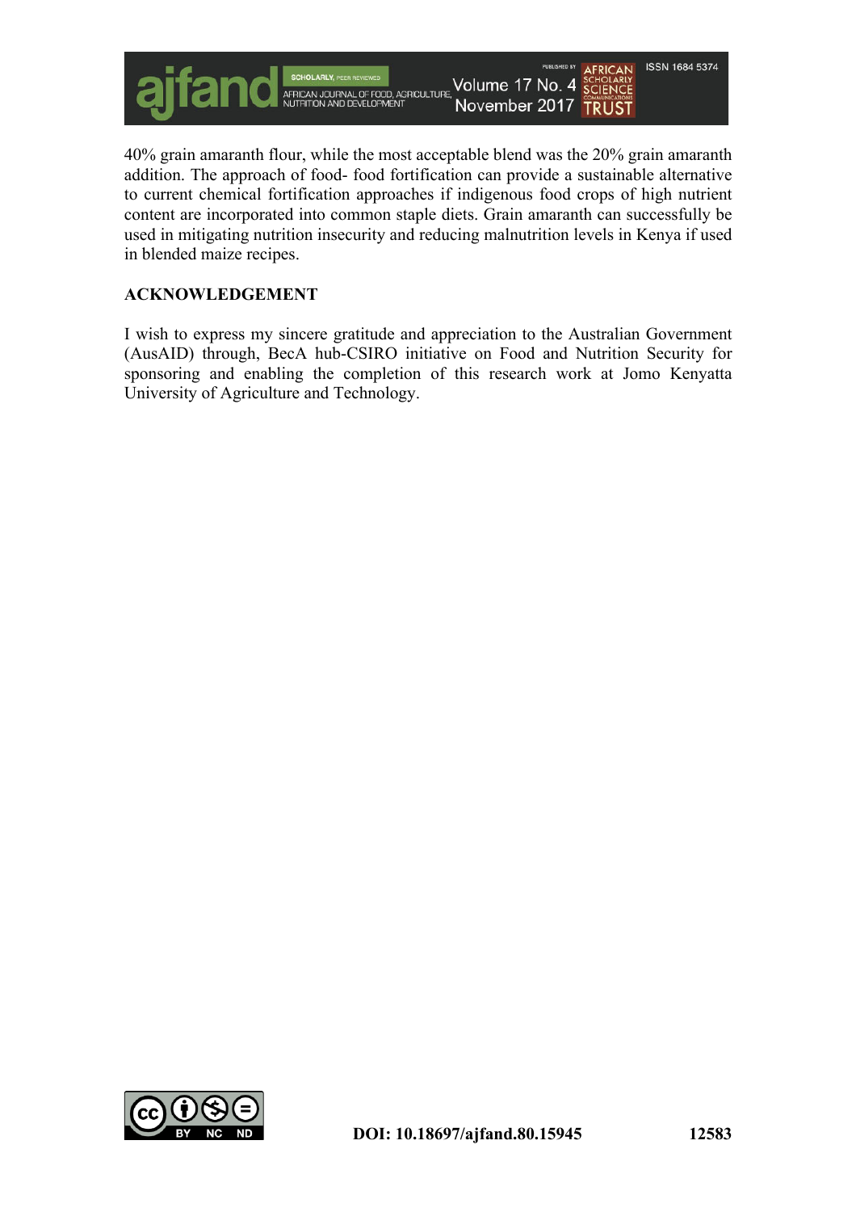40% grain amaranth flour, while the most acceptable blend was the 20% grain amaranth addition. The approach of food- food fortification can provide a sustainable alternative to current chemical fortification approaches if indigenous food crops of high nutrient content are incorporated into common staple diets. Grain amaranth can successfully be used in mitigating nutrition insecurity and reducing malnutrition levels in Kenya if used in blended maize recipes.

## ACKNOWLEDGEMENT

I wish to express my sincere gratitude and appreciation to the Australian Government (AusAID) through, BecA hub-CSIRO initiative on Food and Nutrition Security for sponsoring and enabling the completion of this research work at Jomo Kenyatta University of Agriculture and Technology.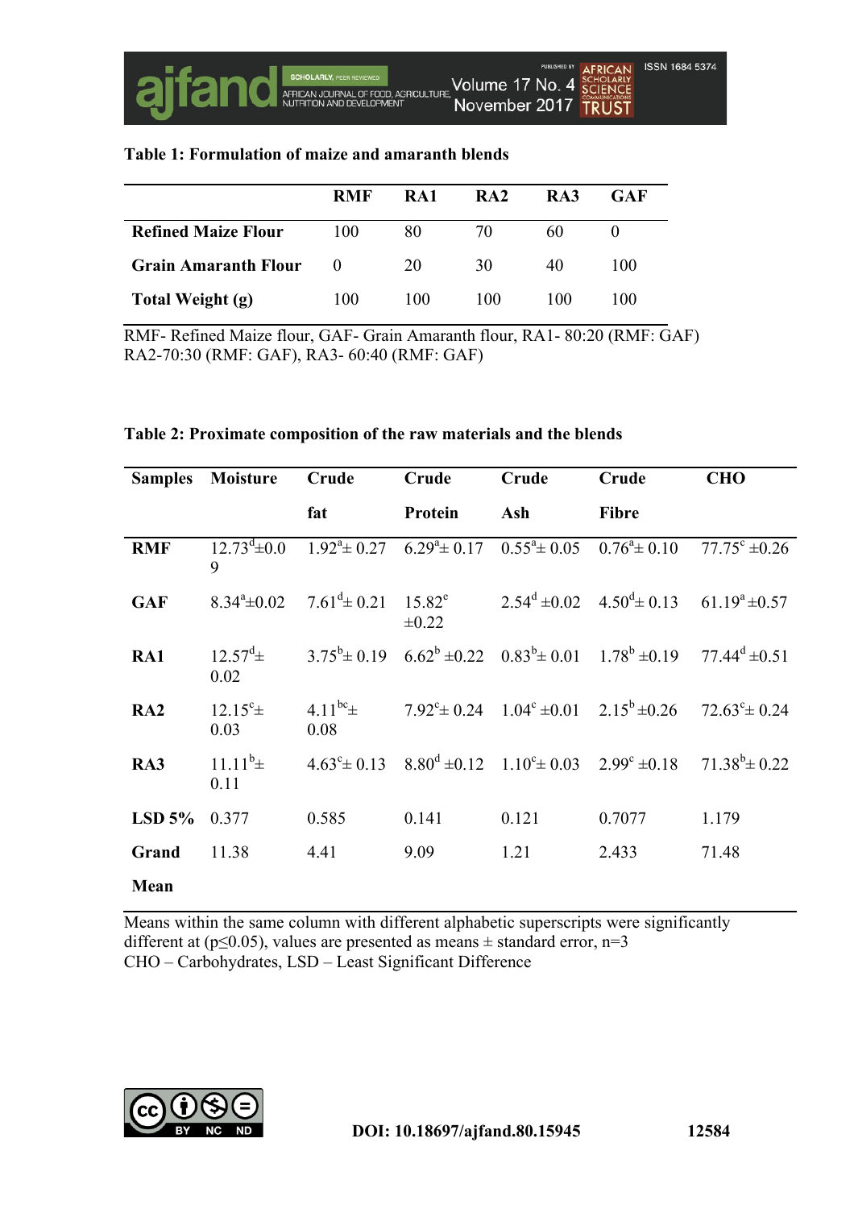**Table 1: Formulation of maize and amaranth blends**

| | RMF | RA1 | RA2 | RA3 | GAF |
|---|---|---|---|---|---|
| **Refined Maize Flour** | 100 | 80 | 70 | 60 | 0 |
| **Grain Amaranth Flour** | 0 | 20 | 30 | 40 | 100 |
| **Total Weight (g)** | 100 | 100 | 100 | 100 | 100 |

RMF- Refined Maize flour, GAF- Grain Amaranth flour, RA1- 80:20 (RMF: GAF) RA2-70:30 (RMF: GAF), RA3- 60:40 (RMF: GAF)

**Table 2: Proximate composition of the raw materials and the blends**

| Samples | Moisture | Crude fat | Crude Protein | Crude Ash | Crude Fibre | CHO |
|---|---|---|---|---|---|---|
| **RMF** | $12.73^{d}$±0.09 | $1.92^{a}$± 0.27 | $6.29^{a}$± 0.17 | $0.55^{a}$± 0.05 | $0.76^{a}$± 0.10 | $77.75^{c}$ ±0.26 |
| **GAF** | $8.34^{a}$±0.02 | $7.61^{d}$± 0.21 | $15.82^{e}$ ±0.22 | $2.54^{d}$ ±0.02 | $4.50^{d}$± 0.13 | $61.19^{a}$ ±0.57 |
| **RA1** | $12.57^{d}$± 0.02 | $3.75^{b}$± 0.19 | $6.62^{b}$ ±0.22 | $0.83^{b}$± 0.01 | $1.78^{b}$ ±0.19 | $77.44^{d}$ ±0.51 |
| **RA2** | $12.15^{c}$± 0.03 | $4.11^{bc}$± 0.08 | $7.92^{c}$± 0.24 | $1.04^{c}$ ±0.01 | $2.15^{b}$ ±0.26 | $72.63^{c}$± 0.24 |
| **RA3** | $11.11^{b}$± 0.11 | $4.63^{c}$± 0.13 | $8.80^{d}$ ±0.12 | $1.10^{c}$± 0.03 | $2.99^{c}$ ±0.18 | $71.38^{b}$± 0.22 |
| **LSD 5%** | 0.377 | 0.585 | 0.141 | 0.121 | 0.7077 | 1.179 |
| **Grand Mean** | 11.38 | 4.41 | 9.09 | 1.21 | 2.433 | 71.48 |

Means within the same column with different alphabetic superscripts were significantly different at ($p\leq0.05$), values are presented as means ± standard error, n=3
CHO – Carbohydrates, LSD – Least Significant Difference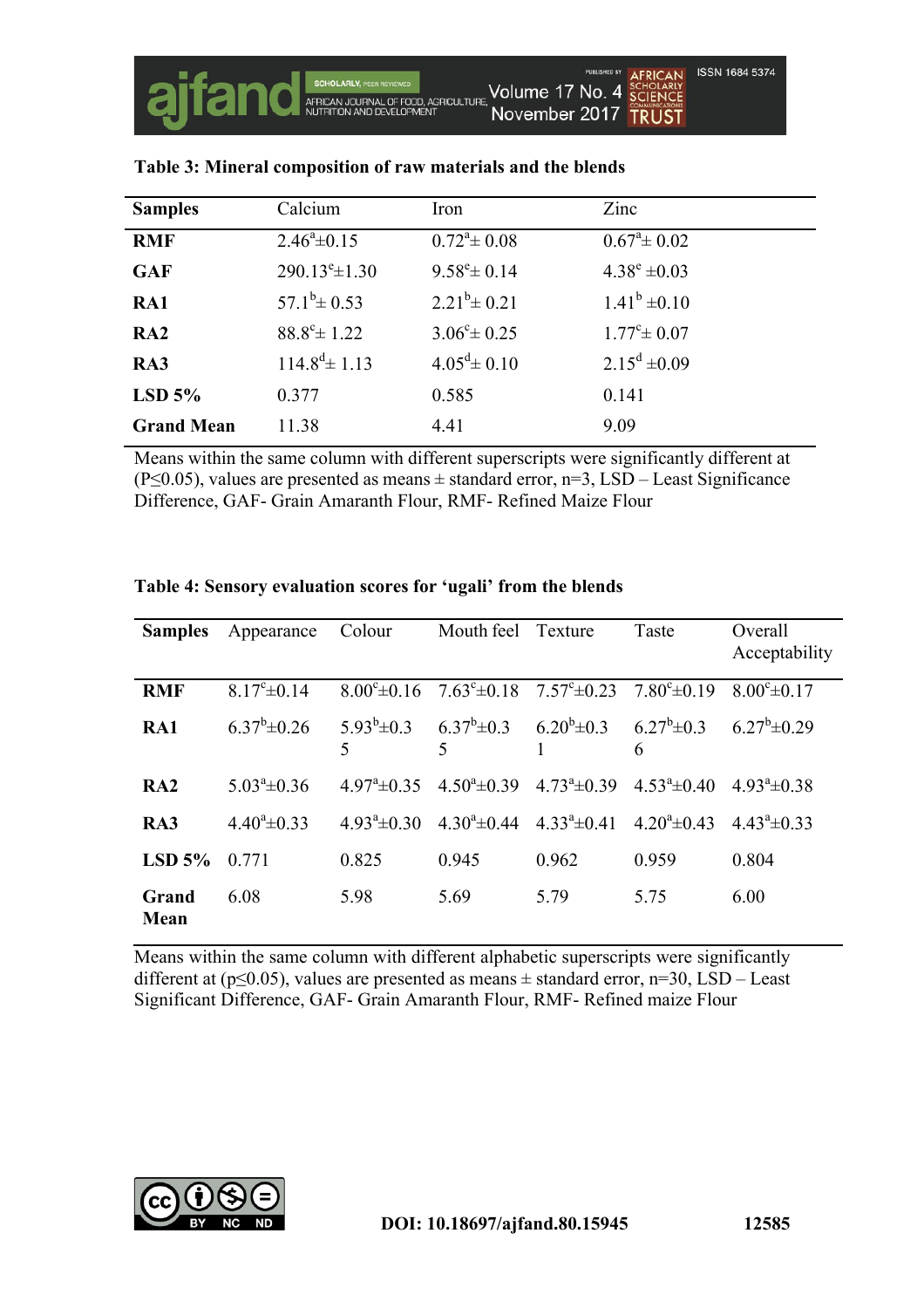**Table 3: Mineral composition of raw materials and the blends**

| Samples | Calcium | Iron | Zinc |
|---|---|---|---|
| **RMF** | $2.46^{a}$±0.15 | $0.72^{a}$± 0.08 | $0.67^{a}$± 0.02 |
| **GAF** | $290.13^{e}$±1.30 | $9.58^{e}$± 0.14 | $4.38^{e}$ ±0.03 |
| **RA1** | $57.1^{b}$± 0.53 | $2.21^{b}$± 0.21 | $1.41^{b}$ ±0.10 |
| **RA2** | $88.8^{c}$± 1.22 | $3.06^{c}$± 0.25 | $1.77^{c}$± 0.07 |
| **RA3** | $114.8^{d}$± 1.13 | $4.05^{d}$± 0.10 | $2.15^{d}$ ±0.09 |
| **LSD 5%** | 0.377 | 0.585 | 0.141 |
| **Grand Mean** | 11.38 | 4.41 | 9.09 |

Means within the same column with different superscripts were significantly different at (P≤0.05), values are presented as means ± standard error, n=3, LSD – Least Significance Difference, GAF- Grain Amaranth Flour, RMF- Refined Maize Flour

**Table 4: Sensory evaluation scores for 'ugali' from the blends**

| Samples | Appearance | Colour | Mouth feel | Texture | Taste | Overall Acceptability |
|---|---|---|---|---|---|---|
| **RMF** | $8.17^{c}$±0.14 | $8.00^{c}$±0.16 | $7.63^{c}$±0.18 | $7.57^{c}$±0.23 | $7.80^{c}$±0.19 | $8.00^{c}$±0.17 |
| **RA1** | $6.37^{b}$±0.26 | $5.93^{b}$±0.35 | $6.37^{b}$±0.35 | $6.20^{b}$±0.31 | $6.27^{b}$±0.36 | $6.27^{b}$±0.29 |
| **RA2** | $5.03^{a}$±0.36 | $4.97^{a}$±0.35 | $4.50^{a}$±0.39 | $4.73^{a}$±0.39 | $4.53^{a}$±0.40 | $4.93^{a}$±0.38 |
| **RA3** | $4.40^{a}$±0.33 | $4.93^{a}$±0.30 | $4.30^{a}$±0.44 | $4.33^{a}$±0.41 | $4.20^{a}$±0.43 | $4.43^{a}$±0.33 |
| **LSD 5%** | 0.771 | 0.825 | 0.945 | 0.962 | 0.959 | 0.804 |
| **Grand Mean** | 6.08 | 5.98 | 5.69 | 5.79 | 5.75 | 6.00 |

Means within the same column with different alphabetic superscripts were significantly different at (p≤0.05), values are presented as means ± standard error, n=30, LSD – Least Significant Difference, GAF- Grain Amaranth Flour, RMF- Refined maize Flour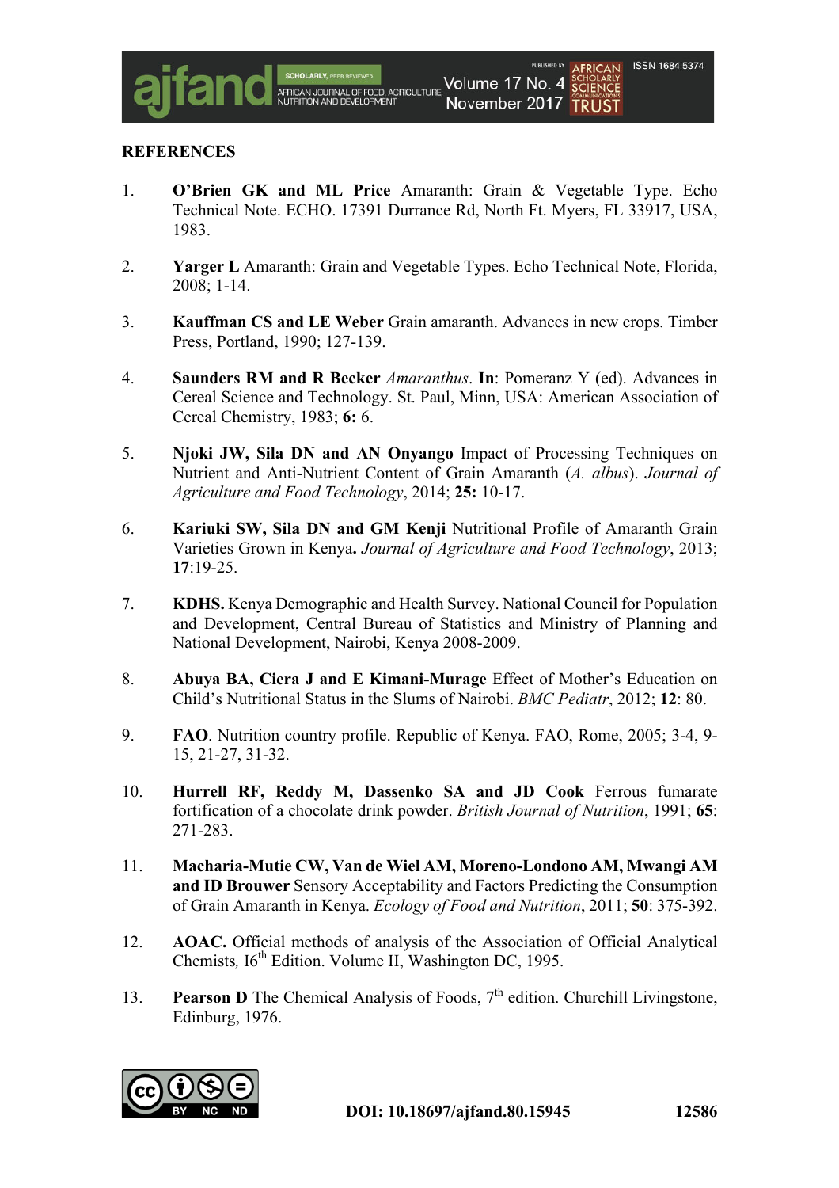## REFERENCES

1. **O'Brien GK and ML Price** Amaranth: Grain & Vegetable Type. Echo Technical Note. ECHO. 17391 Durrance Rd, North Ft. Myers, FL 33917, USA, 1983.

2. **Yarger L** Amaranth: Grain and Vegetable Types. Echo Technical Note, Florida, 2008; 1-14.

3. **Kauffman CS and LE Weber** Grain amaranth. Advances in new crops. Timber Press, Portland, 1990; 127-139.

4. **Saunders RM and R Becker** *Amaranthus*. **In**: Pomeranz Y (ed). Advances in Cereal Science and Technology. St. Paul, Minn, USA: American Association of Cereal Chemistry, 1983; **6:** 6.

5. **Njoki JW, Sila DN and AN Onyango** Impact of Processing Techniques on Nutrient and Anti-Nutrient Content of Grain Amaranth (*A. albus*). *Journal of Agriculture and Food Technology*, 2014; **25:** 10-17.

6. **Kariuki SW, Sila DN and GM Kenji** Nutritional Profile of Amaranth Grain Varieties Grown in Kenya**.** *Journal of Agriculture and Food Technology*, 2013; **17**:19-25.

7. **KDHS.** Kenya Demographic and Health Survey. National Council for Population and Development, Central Bureau of Statistics and Ministry of Planning and National Development, Nairobi, Kenya 2008-2009.

8. **Abuya BA, Ciera J and E Kimani-Murage** Effect of Mother's Education on Child's Nutritional Status in the Slums of Nairobi. *BMC Pediatr*, 2012; **12**: 80.

9. **FAO**. Nutrition country profile. Republic of Kenya. FAO, Rome, 2005; 3-4, 9-15, 21-27, 31-32.

10. **Hurrell RF, Reddy M, Dassenko SA and JD Cook** Ferrous fumarate fortification of a chocolate drink powder. *British Journal of Nutrition*, 1991; **65**: 271-283.

11. **Macharia-Mutie CW, Van de Wiel AM, Moreno-Londono AM, Mwangi AM and ID Brouwer** Sensory Acceptability and Factors Predicting the Consumption of Grain Amaranth in Kenya. *Ecology of Food and Nutrition*, 2011; **50**: 375-392.

12. **AOAC.** Official methods of analysis of the Association of Official Analytical Chemists*,* I6th Edition. Volume II, Washington DC, 1995.

13. **Pearson D** The Chemical Analysis of Foods, 7th edition. Churchill Livingstone, Edinburg, 1976.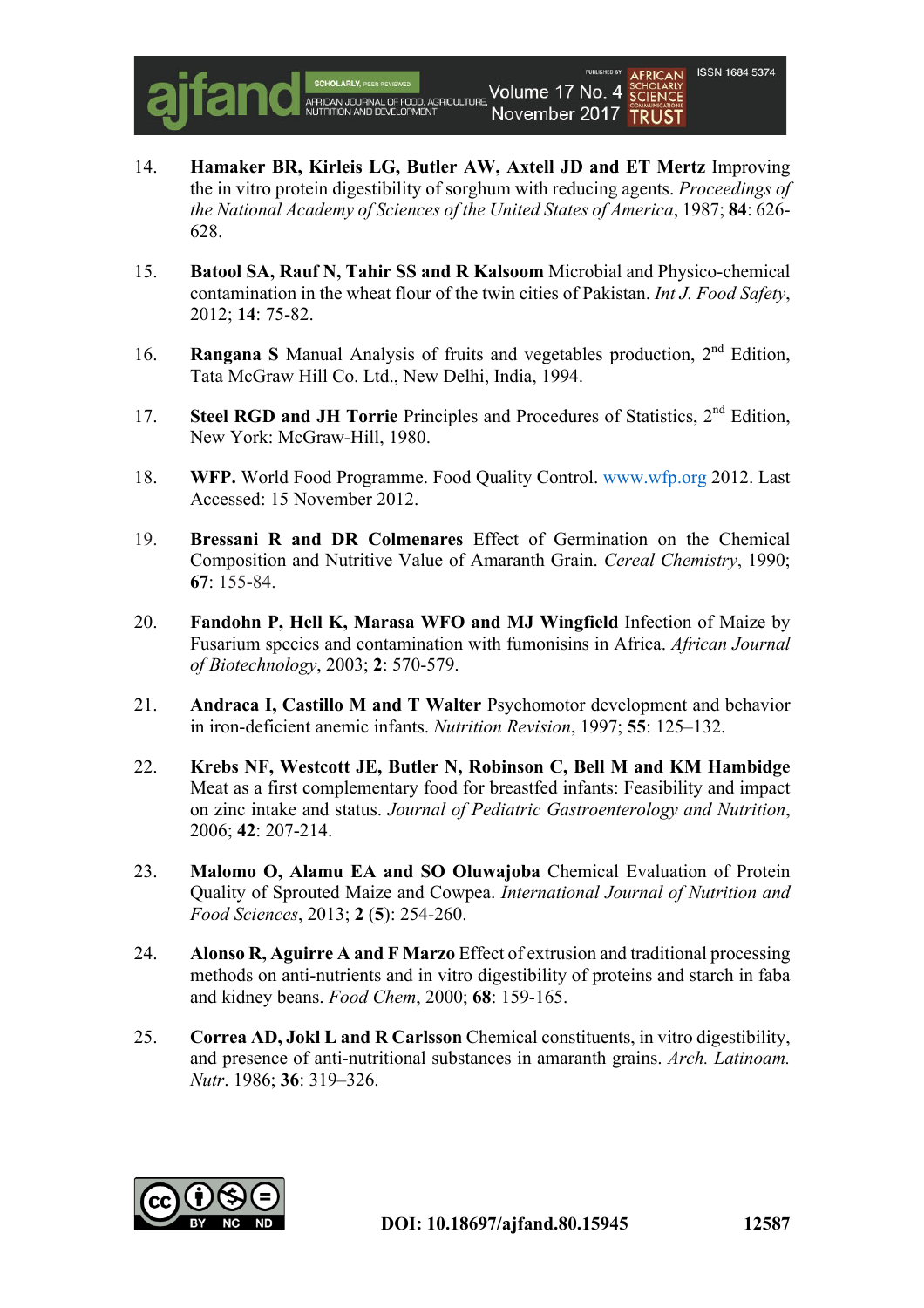14. **Hamaker BR, Kirleis LG, Butler AW, Axtell JD and ET Mertz** Improving the in vitro protein digestibility of sorghum with reducing agents. *Proceedings of the National Academy of Sciences of the United States of America*, 1987; **84**: 626-628.

15. **Batool SA, Rauf N, Tahir SS and R Kalsoom** Microbial and Physico-chemical contamination in the wheat flour of the twin cities of Pakistan. *Int J. Food Safety*, 2012; **14**: 75-82.

16. **Rangana S** Manual Analysis of fruits and vegetables production, 2nd Edition, Tata McGraw Hill Co. Ltd., New Delhi, India, 1994.

17. **Steel RGD and JH Torrie** Principles and Procedures of Statistics, 2nd Edition, New York: McGraw-Hill, 1980.

18. **WFP.** World Food Programme. Food Quality Control. www.wfp.org 2012. Last Accessed: 15 November 2012.

19. **Bressani R and DR Colmenares** Effect of Germination on the Chemical Composition and Nutritive Value of Amaranth Grain. *Cereal Chemistry*, 1990; **67**: 155-84.

20. **Fandohn P, Hell K, Marasa WFO and MJ Wingfield** Infection of Maize by Fusarium species and contamination with fumonisins in Africa. *African Journal of Biotechnology*, 2003; **2**: 570-579.

21. **Andraca I, Castillo M and T Walter** Psychomotor development and behavior in iron-deficient anemic infants. *Nutrition Revision*, 1997; **55**: 125–132.

22. **Krebs NF, Westcott JE, Butler N, Robinson C, Bell M and KM Hambidge** Meat as a first complementary food for breastfed infants: Feasibility and impact on zinc intake and status. *Journal of Pediatric Gastroenterology and Nutrition*, 2006; **42**: 207-214.

23. **Malomo O, Alamu EA and SO Oluwajoba** Chemical Evaluation of Protein Quality of Sprouted Maize and Cowpea. *International Journal of Nutrition and Food Sciences*, 2013; **2** (**5**): 254-260.

24. **Alonso R, Aguirre A and F Marzo** Effect of extrusion and traditional processing methods on anti-nutrients and in vitro digestibility of proteins and starch in faba and kidney beans. *Food Chem*, 2000; **68**: 159-165.

25. **Correa AD, Jokl L and R Carlsson** Chemical constituents, in vitro digestibility, and presence of anti-nutritional substances in amaranth grains. *Arch. Latinoam. Nutr*. 1986; **36**: 319–326.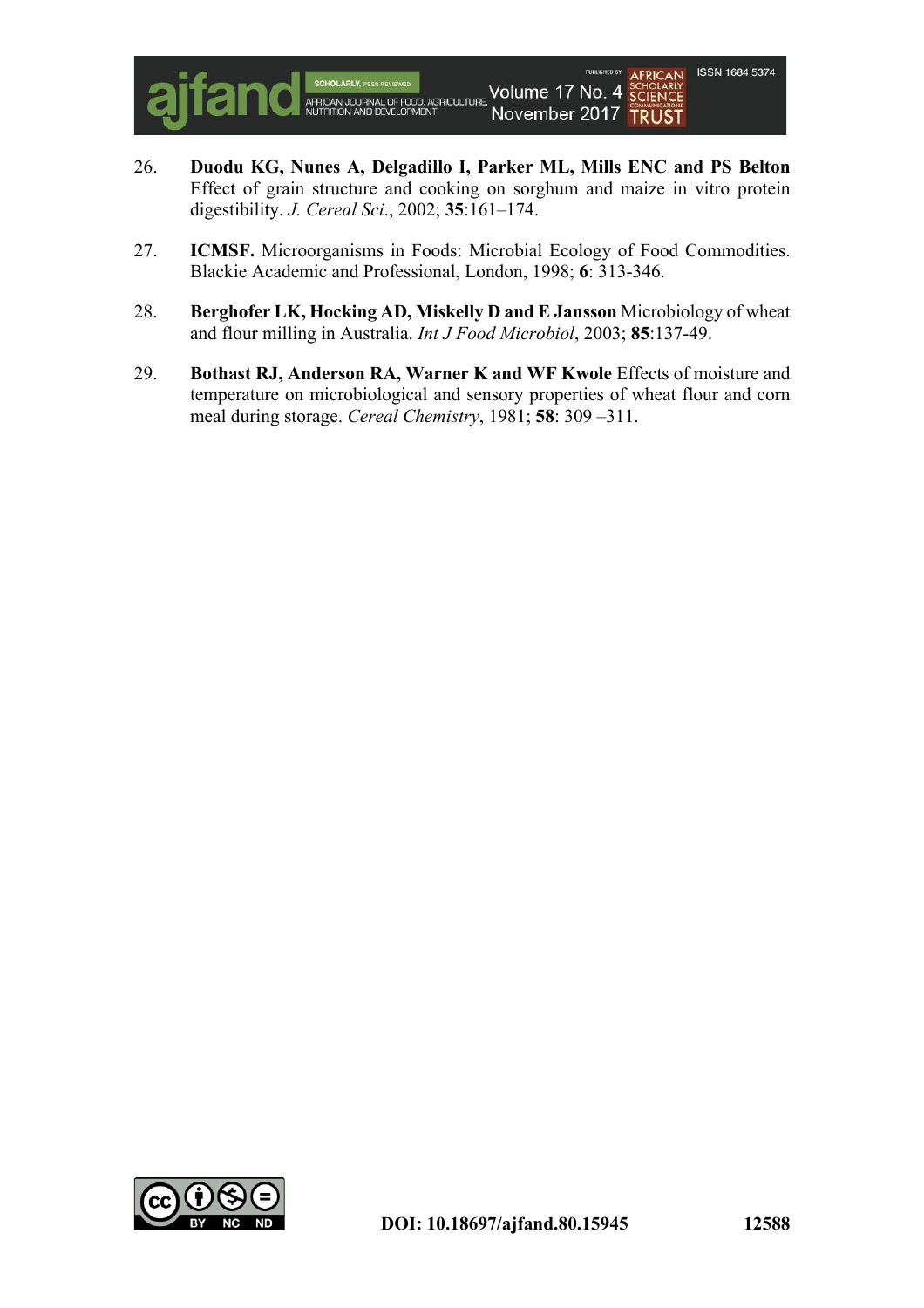26. **Duodu KG, Nunes A, Delgadillo I, Parker ML, Mills ENC and PS Belton** Effect of grain structure and cooking on sorghum and maize in vitro protein digestibility. *J. Cereal Sci*., 2002; **35**:161–174.

27. **ICMSF.** Microorganisms in Foods: Microbial Ecology of Food Commodities. Blackie Academic and Professional, London, 1998; **6**: 313-346.

28. **Berghofer LK, Hocking AD, Miskelly D and E Jansson** Microbiology of wheat and flour milling in Australia. *Int J Food Microbiol*, 2003; **85**:137-49.

29. **Bothast RJ, Anderson RA, Warner K and WF Kwole** Effects of moisture and temperature on microbiological and sensory properties of wheat flour and corn meal during storage. *Cereal Chemistry*, 1981; **58**: 309 –311.